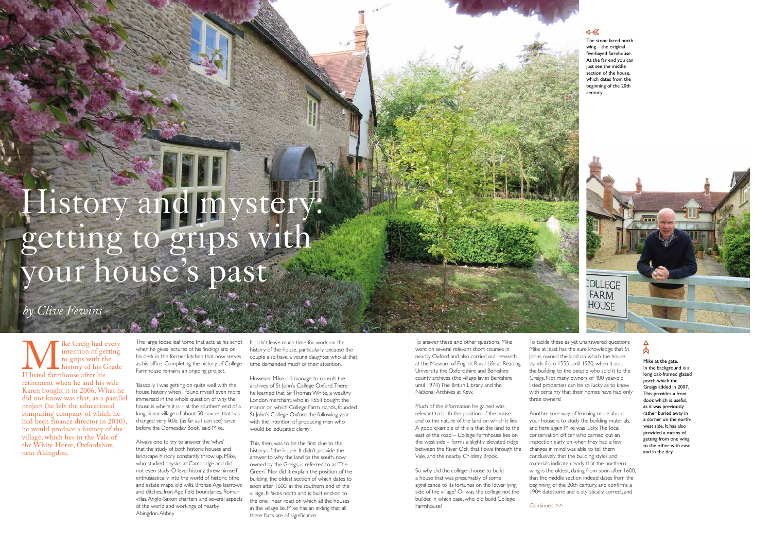# History and mystery: getting to grips with your house's past

*by Clive Fewins*

The stone faced north wing – the original five-bayed farmhouse. At the far end you can just see the middle section of the house, which dates from the beginning of the 20th century

Mike Greig had every intention of getting to grips with the history of his Grade II listed farmhouse after his retirement when he and his wife Karen bought it in 2006. What he did not know was that, as a parallel project (he left the educational computing company of which he had been finance director in 2010), he would produce a history of the village, which lies in the Vale of the White Horse, Oxfordshire, near Abingdon.

The large loose leaf tome that acts as his script when he gives lectures of his findings sits on his desk in the former kitchen that now serves as his office. Completing the history of College Farmhouse remains an ongoing project.

'Basically I was getting on quite well with the house history when I found myself even more immersed in the whole question of why the house is where it is – at the southern end of a long, linear village of about 50 houses that has changed very little, (as far as I can see) since before the Domesday Book,' said Mike.

Always one to try to answer the 'whys' that the study of both historic houses and landscape history constantly throw up, Mike, who studied physics at Cambridge and did not even study O level history, threw himself enthusiastically into the world of historic tithe and estate maps, old wills, Bronze Age barrows and ditches, Iron Age field boundaries, Roman villas, Anglo-Saxon charters and several aspects of the world and workings of nearby Abingdon Abbey.

It didn't leave much time for work on the history of the house, particularly because the couple also have a young daughter, who at that time demanded much of their attention.

However, Mike did manage to consult the archives of St John's College Oxford. There he learned that Sir Thomas White, a wealthy London merchant, who in 1554 bought the manor on which College Farm stands, founded St John's College Oxford the following year with the intention of producing men who would be 'educated clergy'.

This, then, was to be the first clue to the history of the house. It didn't provide the answer to why the land to the south, now owned by the Greigs, is referred to as 'The Green'. Nor did it explain the position of the building, the oldest section of which dates to soon after 1600, at the southern end of the village. It faces north and is built end-on to the one linear road on which all the houses in the village lie. Mike has an inkling that all these facts are of significance.

To answer these and other questions, Mike went on several relevant short courses in nearby Oxford and also carried out research at the Museum of English Rural Life at Reading University, the Oxfordshire and Berkshire county archives (the village lay in Berkshire until 1974) The British Library and the National Archives at Kew.

Much of the information he gained was relevant to both the position of the house and to the nature of the land on which it lies. A good example of this is that the land to the east of the road – College Farmhouse lies on the west side – forms a slightly elevated ridge between the River Ock, that flows through the Vale, and the nearby Childrey Brook.

So why did the college choose to build a house that was presumably of some significance to its fortunes on the lower lying side of the village? Or was the college not the builder, in which case, who did build College Farmhouse?

To tackle these as yet unanswered questions Mike at least has the sure knowledge that St Johns owned the land on which the house stands from 1555 until 1970, when it sold the building to the people who sold it to the Greigs. Not many owners of 400 year-old listed properties can be so lucky as to know with certainty that their homes have had only three owners!

Another sure way of learning more about your house is to study the building materials, and here again Mike was lucky. The local conservation officer who carried out an inspection early on when they had a few changes in mind was able to tell them conclusively that the building styles and materials indicate clearly that the northern wing is the oldest, dating from soon after 1600, that the middle section indeed dates from the beginning of the 20th century, and confirms a 1904 datestone and is stylistically correct, and

Continued >>

Mike at the gate. In the background is a long oak-framed glazed porch which the Greigs added in 2007. This provides a front door, which is useful, as it was previously rather buried away in a corner on the north-west side. It has also provided a means of getting from one wing to the other with ease and in the dry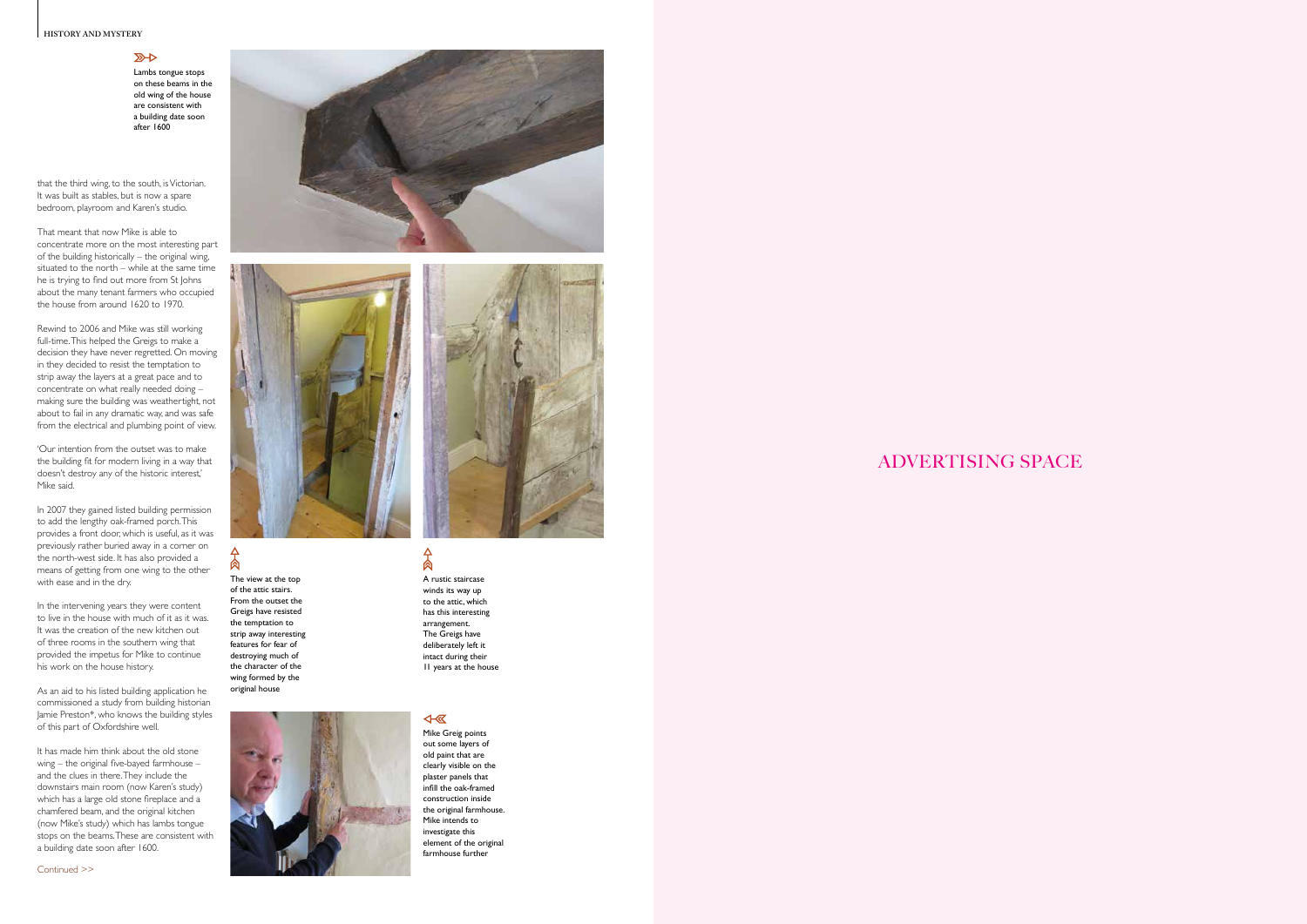that the third wing, to the south, is Victorian. It was built as stables, but is now a spare bedroom, playroom and Karen's studio.

That meant that now Mike is able to concentrate more on the most interesting part of the building historically – the original wing, situated to the north – while at the same time he is trying to find out more from St Johns about the many tenant farmers who occupied the house from around 1620 to 1970.

Rewind to 2006 and Mike was still working full-time. This helped the Greigs to make a decision they have never regretted. On moving in they decided to resist the temptation to strip away the layers at a great pace and to concentrate on what really needed doing – making sure the building was weathertight, not about to fail in any dramatic way, and was safe from the electrical and plumbing point of view.

'Our intention from the outset was to make the building fit for modern living in a way that doesn't destroy any of the historic interest,' Mike said.

In 2007 they gained listed building permission to add the lengthy oak-framed porch. This provides a front door, which is useful, as it was previously rather buried away in a corner on the north-west side. It has also provided a means of getting from one wing to the other with ease and in the dry.

In the intervening years they were content to live in the house with much of it as it was. It was the creation of the new kitchen out of three rooms in the southern wing that provided the impetus for Mike to continue his work on the house history.

As an aid to his listed building application he commissioned a study from building historian Jamie Preston*, who knows the building styles of this part of Oxfordshire well.

It has made him think about the old stone wing – the original five-bayed farmhouse – and the clues in there. They include the downstairs main room (now Karen's study) which has a large old stone fireplace and a chamfered beam, and the original kitchen (now Mike's study) which has lambs tongue stops on the beams. These are consistent with a building date soon after 1600.

Continued >>

Lambs tongue stops on these beams in the old wing of the house are consistent with a building date soon after 1600

The view at the top of the attic stairs. From the outset the Greigs have resisted the temptation to strip away interesting features for fear of destroying much of the character of the wing formed by the original house

A rustic staircase winds its way up to the attic, which has this interesting arrangement. The Greigs have deliberately left it intact during their 11 years at the house

Mike Greig points out some layers of old paint that are clearly visible on the plaster panels that infill the oak-framed construction inside the original farmhouse. Mike intends to investigate this element of the original farmhouse further

ADVERTISING SPACE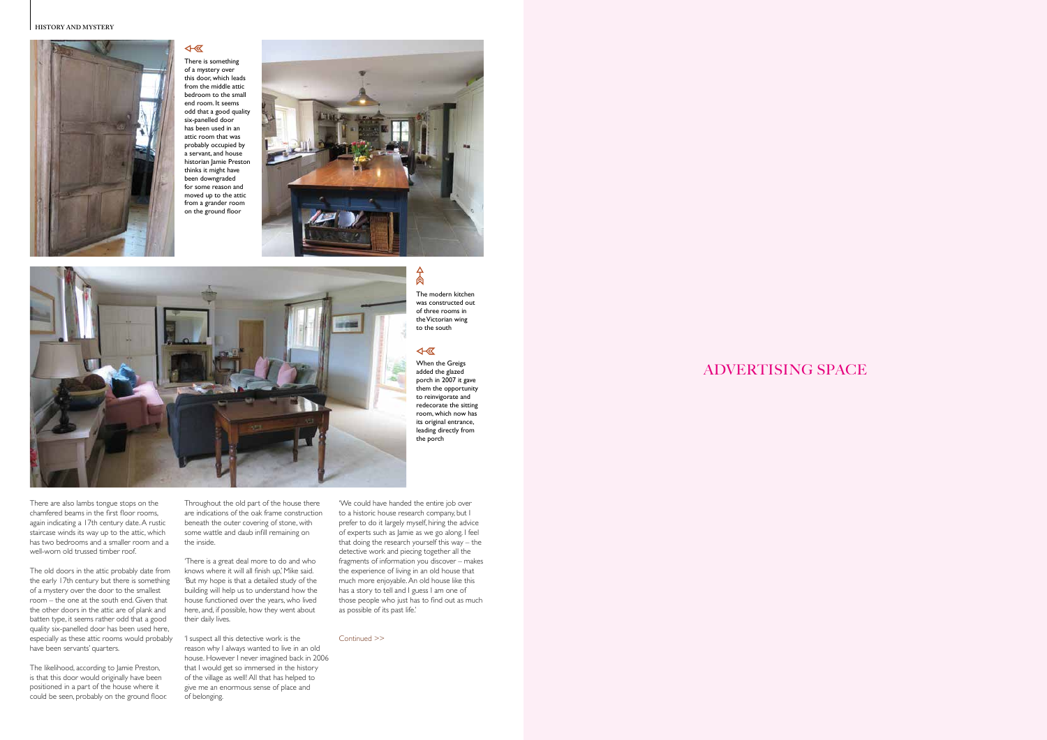There is something of a mystery over this door, which leads from the middle attic bedroom to the small end room. It seems odd that a good quality six-panelled door has been used in an attic room that was probably occupied by a servant, and house historian Jamie Preston thinks it might have been downgraded for some reason and moved up to the attic from a grander room on the ground floor

The modern kitchen was constructed out of three rooms in the Victorian wing to the south

When the Greigs added the glazed porch in 2007 it gave them the opportunity to reinvigorate and redecorate the sitting room, which now has its original entrance, leading directly from the porch

There are also lambs tongue stops on the chamfered beams in the first floor rooms, again indicating a 17th century date. A rustic staircase winds its way up to the attic, which has two bedrooms and a smaller room and a well-worn old trussed timber roof.

The old doors in the attic probably date from the early 17th century but there is something of a mystery over the door to the smallest room – the one at the south end. Given that the other doors in the attic are of plank and batten type, it seems rather odd that a good quality six-panelled door has been used here, especially as these attic rooms would probably have been servants' quarters.

The likelihood, according to Jamie Preston, is that this door would originally have been positioned in a part of the house where it could be seen, probably on the ground floor.

Throughout the old part of the house there are indications of the oak frame construction beneath the outer covering of stone, with some wattle and daub infill remaining on the inside.

'There is a great deal more to do and who knows where it will all finish up,' Mike said. 'But my hope is that a detailed study of the building will help us to understand how the house functioned over the years, who lived here, and, if possible, how they went about their daily lives.

'I suspect all this detective work is the reason why I always wanted to live in an old house. However I never imagined back in 2006 that I would get so immersed in the history of the village as well! All that has helped to give me an enormous sense of place and of belonging.

'We could have handed the entire job over to a historic house research company, but I prefer to do it largely myself, hiring the advice of experts such as Jamie as we go along. I feel that doing the research yourself this way – the detective work and piecing together all the fragments of information you discover – makes the experience of living in an old house that much more enjoyable. An old house like this has a story to tell and I guess I am one of those people who just has to find out as much as possible of its past life.'

Continued >>

ADVERTISING SPACE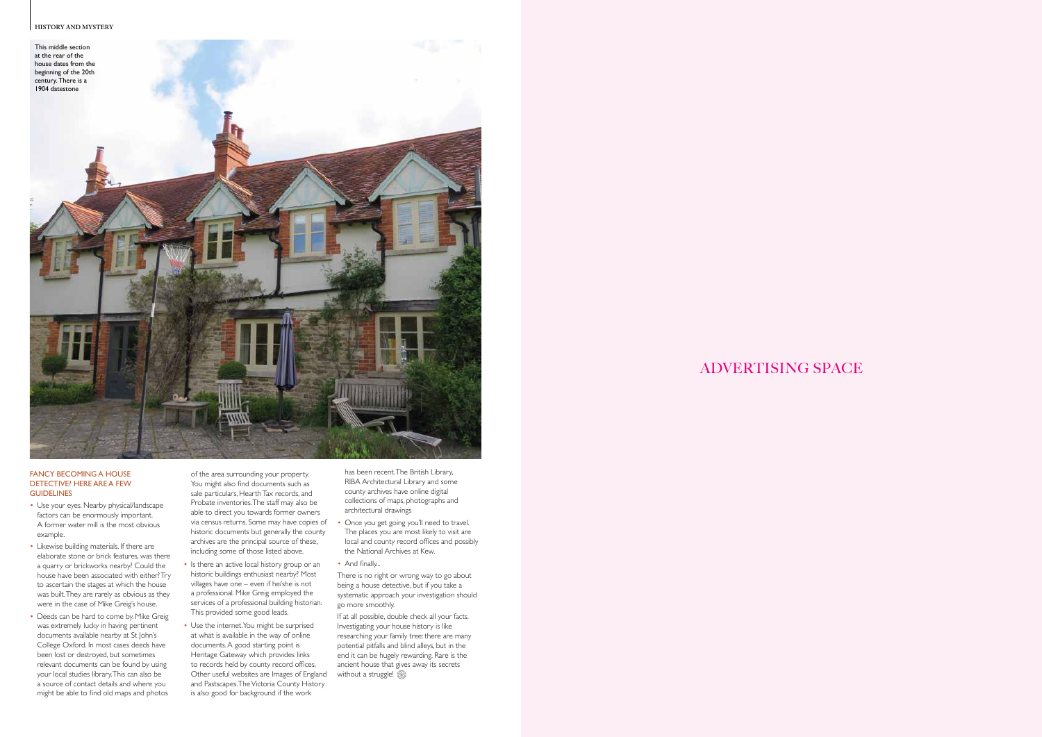This middle section at the rear of the house dates from the beginning of the 20th century. There is a 1904 datestone

### FANCY BECOMING A HOUSE DETECTIVE? HERE ARE A FEW GUIDELINES

- Use your eyes. Nearby physical/landscape factors can be enormously important. A former water mill is the most obvious example.
- Likewise building materials. If there are elaborate stone or brick features, was there a quarry or brickworks nearby? Could the house have been associated with either? Try to ascertain the stages at which the house was built. They are rarely as obvious as they were in the case of Mike Greig's house.
- Deeds can be hard to come by. Mike Greig was extremely lucky in having pertinent documents available nearby at St John's College Oxford. In most cases deeds have been lost or destroyed, but sometimes relevant documents can be found by using your local studies library. This can also be a source of contact details and where you might be able to find old maps and photos of the area surrounding your property. You might also find documents such as sale particulars, Hearth Tax records, and Probate inventories. The staff may also be able to direct you towards former owners via census returns. Some may have copies of historic documents but generally the county archives are the principal source of these, including some of those listed above.
- Is there an active local history group or an historic buildings enthusiast nearby? Most villages have one – even if he/she is not a professional. Mike Greig employed the services of a professional building historian. This provided some good leads.
- Use the internet. You might be surprised at what is available in the way of online documents. A good starting point is Heritage Gateway which provides links to records held by county record offices. Other useful websites are Images of England and Pastscapes. The Victoria County History is also good for background if the work has been recent. The British Library, RIBA Architectural Library and some county archives have online digital collections of maps, photographs and architectural drawings
- Once you get going you'll need to travel. The places you are most likely to visit are local and county record offices and possibly the National Archives at Kew.
- And finally...

There is no right or wrong way to go about being a house detective, but if you take a systematic approach your investigation should go more smoothly.

If at all possible, double check all your facts. Investigating your house history is like researching your family tree: there are many potential pitfalls and blind alleys, but in the end it can be hugely rewarding. Rare is the ancient house that gives away its secrets without a struggle!

ADVERTISING SPACE